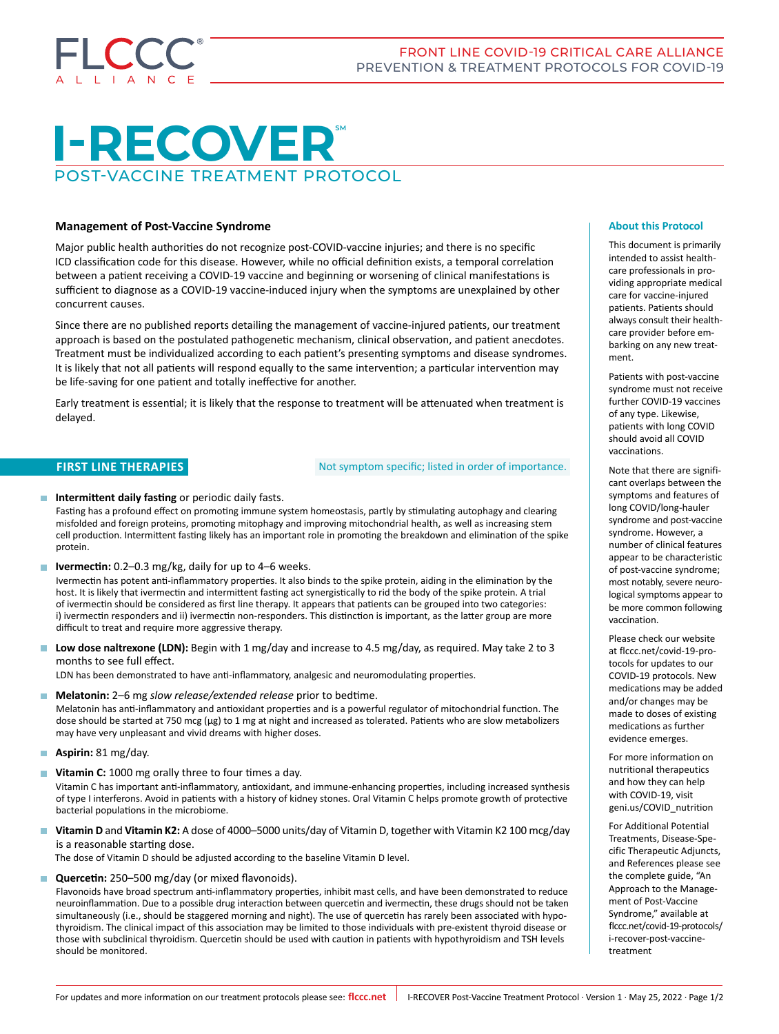# I-RECOVER℠

## POST-VACCINE TREATMENT PROTOCOL

### Management of Post-Vaccine Syndrome

Major public health authorities do not recognize post-COVID-vaccine injuries; and there is no specific ICD classification code for this disease. However, while no official definition exists, a temporal correlation between a patient receiving a COVID-19 vaccine and beginning or worsening of clinical manifestations is sufficient to diagnose as a COVID-19 vaccine-induced injury when the symptoms are unexplained by other concurrent causes.

Since there are no published reports detailing the management of vaccine-injured patients, our treatment approach is based on the postulated pathogenetic mechanism, clinical observation, and patient anecdotes. Treatment must be individualized according to each patient's presenting symptoms and disease syndromes. It is likely that not all patients will respond equally to the same intervention; a particular intervention may be life-saving for one patient and totally ineffective for another.

Early treatment is essential; it is likely that the response to treatment will be attenuated when treatment is delayed.

### FIRST LINE THERAPIES

Not symptom specific; listed in order of importance.

- **Intermittent daily fasting** or periodic daily fasts.
  Fasting has a profound effect on promoting immune system homeostasis, partly by stimulating autophagy and clearing misfolded and foreign proteins, promoting mitophagy and improving mitochondrial health, as well as increasing stem cell production. Intermittent fasting likely has an important role in promoting the breakdown and elimination of the spike protein.

- **Ivermectin:** 0.2–0.3 mg/kg, daily for up to 4–6 weeks.
  Ivermectin has potent anti-inflammatory properties. It also binds to the spike protein, aiding in the elimination by the host. It is likely that ivermectin and intermittent fasting act synergistically to rid the body of the spike protein. A trial of ivermectin should be considered as first line therapy. It appears that patients can be grouped into two categories: i) ivermectin responders and ii) ivermectin non-responders. This distinction is important, as the latter group are more difficult to treat and require more aggressive therapy.

- **Low dose naltrexone (LDN):** Begin with 1 mg/day and increase to 4.5 mg/day, as required. May take 2 to 3 months to see full effect.
  LDN has been demonstrated to have anti-inflammatory, analgesic and neuromodulating properties.

- **Melatonin:** 2–6 mg *slow release/extended release* prior to bedtime.
  Melatonin has anti-inflammatory and antioxidant properties and is a powerful regulator of mitochondrial function. The dose should be started at 750 mcg (μg) to 1 mg at night and increased as tolerated. Patients who are slow metabolizers may have very unpleasant and vivid dreams with higher doses.

- **Aspirin:** 81 mg/day.

- **Vitamin C:** 1000 mg orally three to four times a day.
  Vitamin C has important anti-inflammatory, antioxidant, and immune-enhancing properties, including increased synthesis of type I interferons. Avoid in patients with a history of kidney stones. Oral Vitamin C helps promote growth of protective bacterial populations in the microbiome.

- **Vitamin D** and **Vitamin K2:** A dose of 4000–5000 units/day of Vitamin D, together with Vitamin K2 100 mcg/day is a reasonable starting dose.
  The dose of Vitamin D should be adjusted according to the baseline Vitamin D level.

- **Quercetin:** 250–500 mg/day (or mixed flavonoids).
  Flavonoids have broad spectrum anti-inflammatory properties, inhibit mast cells, and have been demonstrated to reduce neuroinflammation. Due to a possible drug interaction between quercetin and ivermectin, these drugs should not be taken simultaneously (i.e., should be staggered morning and night). The use of quercetin has rarely been associated with hypothyroidism. The clinical impact of this association may be limited to those individuals with pre-existent thyroid disease or those with subclinical thyroidism. Quercetin should be used with caution in patients with hypothyroidism and TSH levels should be monitored.

### About this Protocol

This document is primarily intended to assist healthcare professionals in providing appropriate medical care for vaccine-injured patients. Patients should always consult their healthcare provider before embarking on any new treatment.

Patients with post-vaccine syndrome must not receive further COVID-19 vaccines of any type. Likewise, patients with long COVID should avoid all COVID vaccinations.

Note that there are significant overlaps between the symptoms and features of long COVID/long-hauler syndrome and post-vaccine syndrome. However, a number of clinical features appear to be characteristic of post-vaccine syndrome; most notably, severe neurological symptoms appear to be more common following vaccination.

Please check our website at flccc.net/covid-19-protocols for updates to our COVID-19 protocols. New medications may be added and/or changes may be made to doses of existing medications as further evidence emerges.

For more information on nutritional therapeutics and how they can help with COVID-19, visit geni.us/COVID_nutrition

For Additional Potential Treatments, Disease-Specific Therapeutic Adjuncts, and References please see the complete guide, "An Approach to the Management of Post-Vaccine Syndrome," available at flccc.net/covid-19-protocols/i-recover-post-vaccine-treatment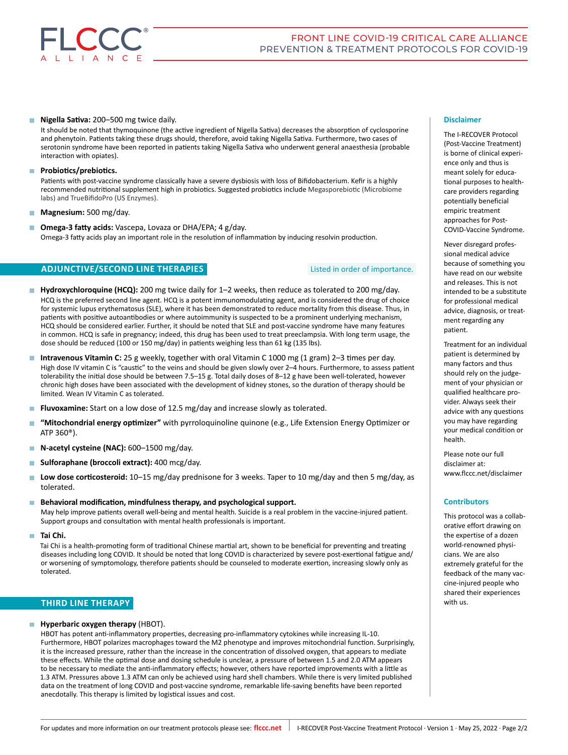- **Nigella Sativa:** 200–500 mg twice daily.

  It should be noted that thymoquinone (the active ingredient of Nigella Sativa) decreases the absorption of cyclosporine and phenytoin. Patients taking these drugs should, therefore, avoid taking Nigella Sativa. Furthermore, two cases of serotonin syndrome have been reported in patients taking Nigella Sativa who underwent general anaesthesia (probable interaction with opiates).

- **Probiotics/prebiotics.**

  Patients with post-vaccine syndrome classically have a severe dysbiosis with loss of Bifidobacterium. Kefir is a highly recommended nutritional supplement high in probiotics. Suggested probiotics include Megasporebiotic (Microbiome labs) and TrueBifidoPro (US Enzymes).

- **Magnesium:** 500 mg/day.

- **Omega-3 fatty acids:** Vascepa, Lovaza or DHA/EPA; 4 g/day.

  Omega-3 fatty acids play an important role in the resolution of inflammation by inducing resolvin production.

## ADJUNCTIVE/SECOND LINE THERAPIES

Listed in order of importance.

- **Hydroxychloroquine (HCQ):** 200 mg twice daily for 1–2 weeks, then reduce as tolerated to 200 mg/day.

  HCQ is the preferred second line agent. HCQ is a potent immunomodulating agent, and is considered the drug of choice for systemic lupus erythematosus (SLE), where it has been demonstrated to reduce mortality from this disease. Thus, in patients with positive autoantibodies or where autoimmunity is suspected to be a prominent underlying mechanism, HCQ should be considered earlier. Further, it should be noted that SLE and post-vaccine syndrome have many features in common. HCQ is safe in pregnancy; indeed, this drug has been used to treat preeclampsia. With long term usage, the dose should be reduced (100 or 150 mg/day) in patients weighing less than 61 kg (135 lbs).

- **Intravenous Vitamin C:** 25 g weekly, together with oral Vitamin C 1000 mg (1 gram) 2–3 times per day.

  High dose IV vitamin C is "caustic" to the veins and should be given slowly over 2–4 hours. Furthermore, to assess patient tolerability the initial dose should be between 7.5–15 g. Total daily doses of 8–12 g have been well-tolerated, however chronic high doses have been associated with the development of kidney stones, so the duration of therapy should be limited. Wean IV Vitamin C as tolerated.

- **Fluvoxamine:** Start on a low dose of 12.5 mg/day and increase slowly as tolerated.

- **"Mitochondrial energy optimizer"** with pyrroloquinoline quinone (e.g., Life Extension Energy Optimizer or ATP 360®).

- **N-acetyl cysteine (NAC):** 600–1500 mg/day.

- **Sulforaphane (broccoli extract):** 400 mcg/day.

- **Low dose corticosteroid:** 10–15 mg/day prednisone for 3 weeks. Taper to 10 mg/day and then 5 mg/day, as tolerated.

- **Behavioral modification, mindfulness therapy, and psychological support.**

  May help improve patients overall well-being and mental health. Suicide is a real problem in the vaccine-injured patient. Support groups and consultation with mental health professionals is important.

- **Tai Chi.**

  Tai Chi is a health-promoting form of traditional Chinese martial art, shown to be beneficial for preventing and treating diseases including long COVID. It should be noted that long COVID is characterized by severe post-exertional fatigue and/or worsening of symptomology, therefore patients should be counseled to moderate exertion, increasing slowly only as tolerated.

## THIRD LINE THERAPY

- **Hyperbaric oxygen therapy** (HBOT).

  HBOT has potent anti-inflammatory properties, decreasing pro-inflammatory cytokines while increasing IL-10. Furthermore, HBOT polarizes macrophages toward the M2 phenotype and improves mitochondrial function. Surprisingly, it is the increased pressure, rather than the increase in the concentration of dissolved oxygen, that appears to mediate these effects. While the optimal dose and dosing schedule is unclear, a pressure of between 1.5 and 2.0 ATM appears to be necessary to mediate the anti-inflammatory effects; however, others have reported improvements with a little as 1.3 ATM. Pressures above 1.3 ATM can only be achieved using hard shell chambers. While there is very limited published data on the treatment of long COVID and post-vaccine syndrome, remarkable life-saving benefits have been reported anecdotally. This therapy is limited by logistical issues and cost.

### Disclaimer

The I-RECOVER Protocol (Post-Vaccine Treatment) is borne of clinical experience only and thus is meant solely for educational purposes to healthcare providers regarding potentially beneficial empiric treatment approaches for Post-COVID-Vaccine Syndrome.

Never disregard professional medical advice because of something you have read on our website and releases. This is not intended to be a substitute for professional medical advice, diagnosis, or treatment regarding any patient.

Treatment for an individual patient is determined by many factors and thus should rely on the judgement of your physician or qualified healthcare provider. Always seek their advice with any questions you may have regarding your medical condition or health.

Please note our full disclaimer at: www.flccc.net/disclaimer

### Contributors

This protocol was a collaborative effort drawing on the expertise of a dozen world-renowned physicians. We are also extremely grateful for the feedback of the many vaccine-injured people who shared their experiences with us.